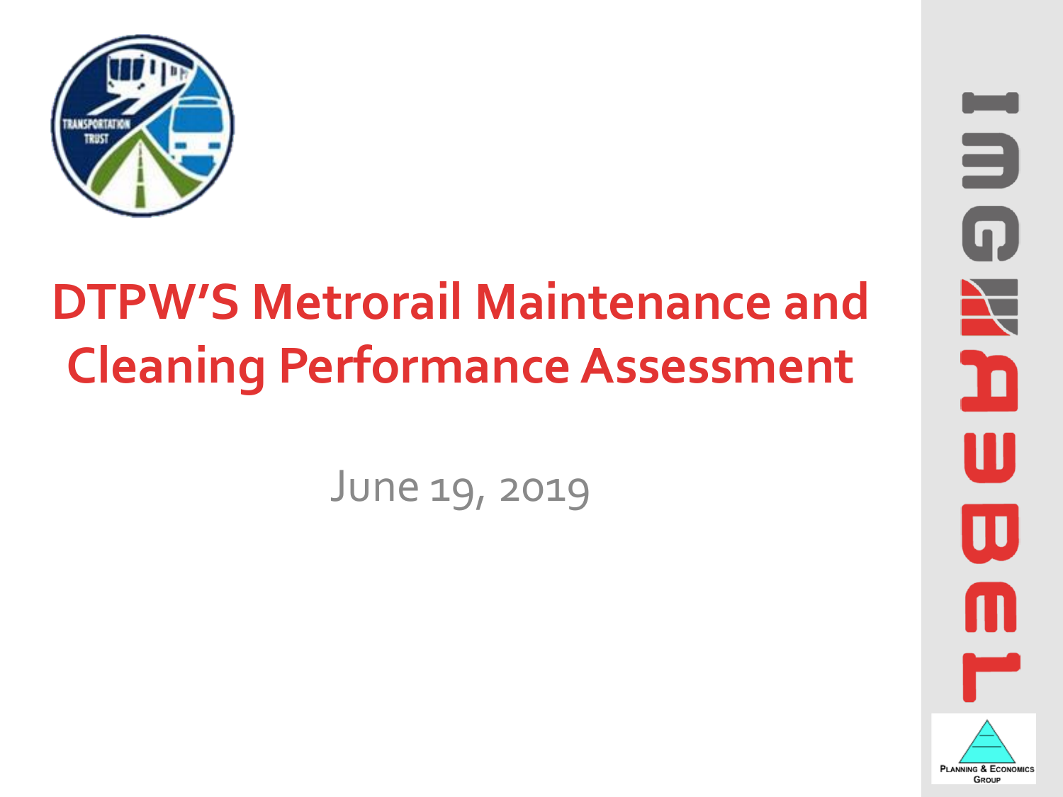# DTPW'S Metrorail Maintenance and Cleaning Performance Assessment

June 19, 2019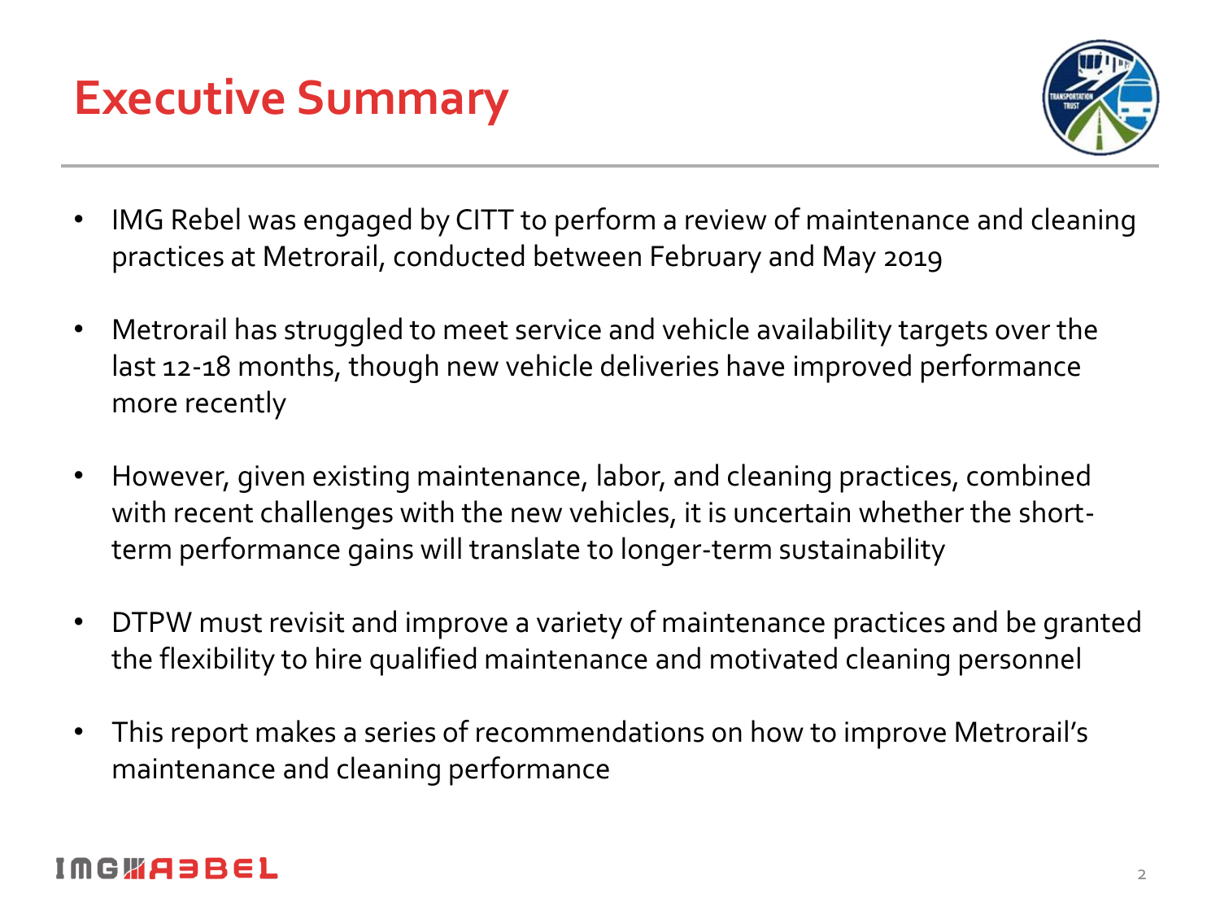# Executive Summary

- IMG Rebel was engaged by CITT to perform a review of maintenance and cleaning practices at Metrorail, conducted between February and May 2019
- Metrorail has struggled to meet service and vehicle availability targets over the last 12-18 months, though new vehicle deliveries have improved performance more recently
- However, given existing maintenance, labor, and cleaning practices, combined with recent challenges with the new vehicles, it is uncertain whether the short-term performance gains will translate to longer-term sustainability
- DTPW must revisit and improve a variety of maintenance practices and be granted the flexibility to hire qualified maintenance and motivated cleaning personnel
- This report makes a series of recommendations on how to improve Metrorail's maintenance and cleaning performance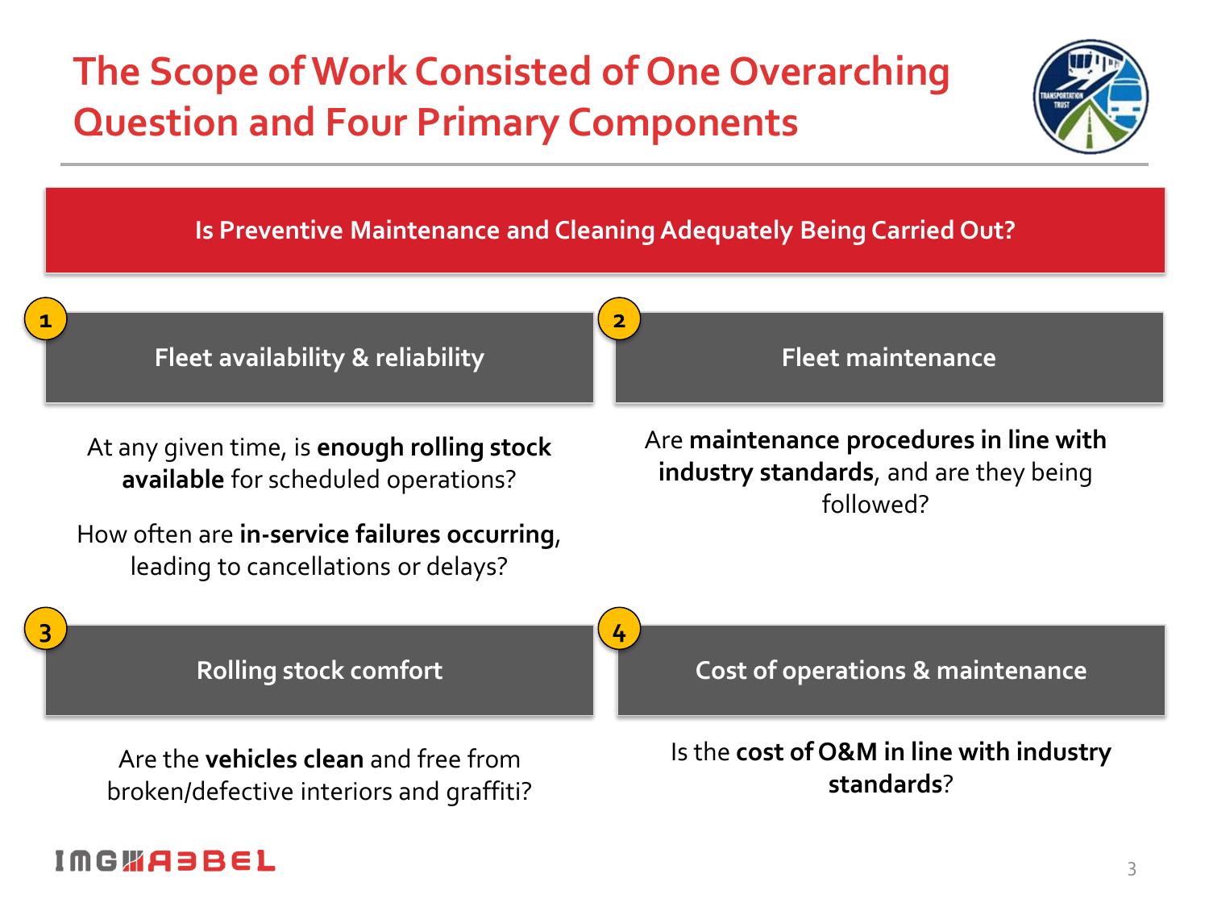# The Scope of Work Consisted of One Overarching Question and Four Primary Components

**Is Preventive Maintenance and Cleaning Adequately Being Carried Out?**

## 1. Fleet availability & reliability

At any given time, is **enough rolling stock available** for scheduled operations?

How often are **in-service failures occurring**, leading to cancellations or delays?

## 2. Fleet maintenance

Are **maintenance procedures in line with industry standards**, and are they being followed?

## 3. Rolling stock comfort

Are the **vehicles clean** and free from broken/defective interiors and graffiti?

## 4. Cost of operations & maintenance

Is the **cost of O&M in line with industry standards**?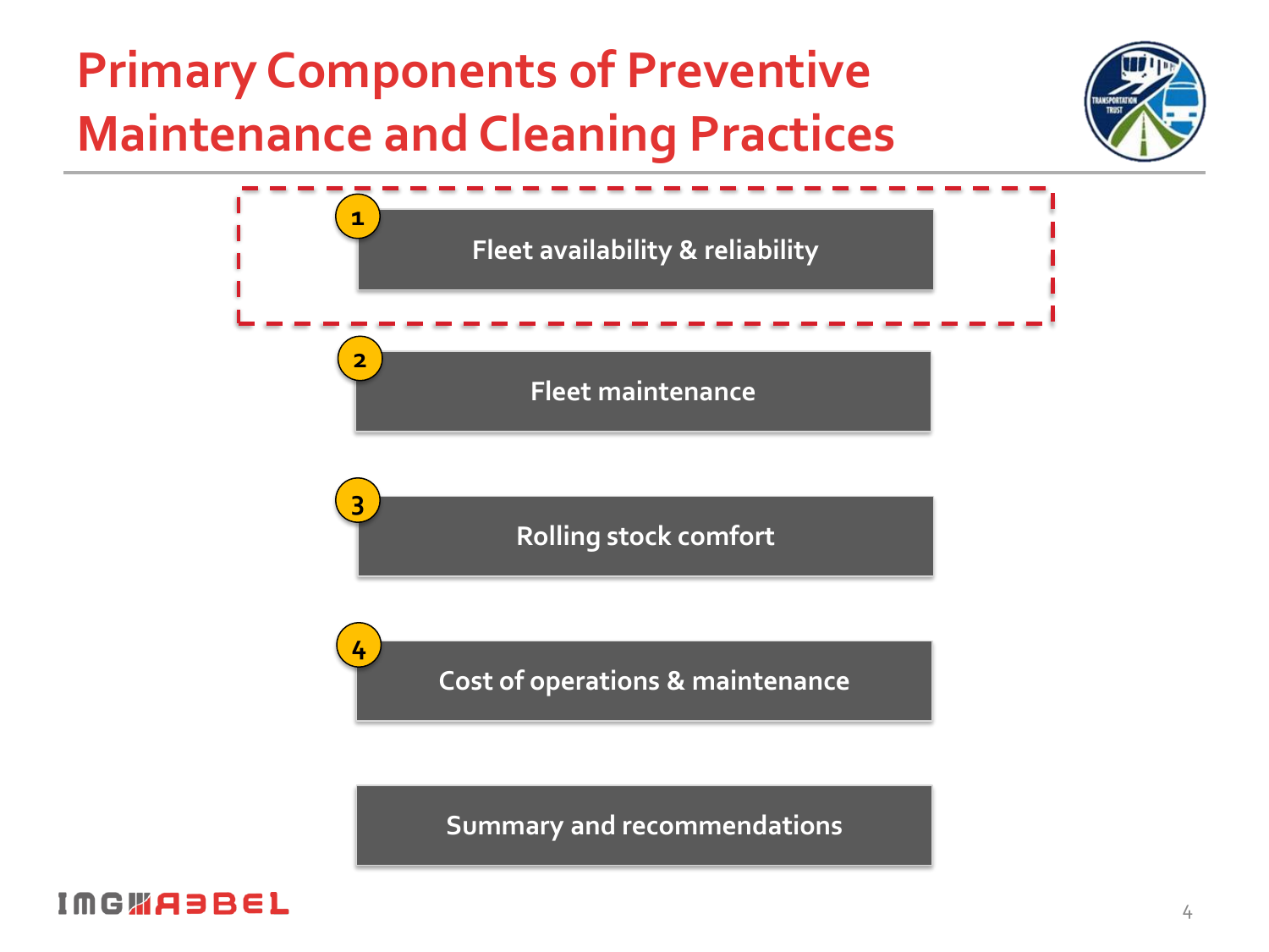# Primary Components of Preventive Maintenance and Cleaning Practices

1. Fleet availability & reliability
2. Fleet maintenance
3. Rolling stock comfort
4. Cost of operations & maintenance

Summary and recommendations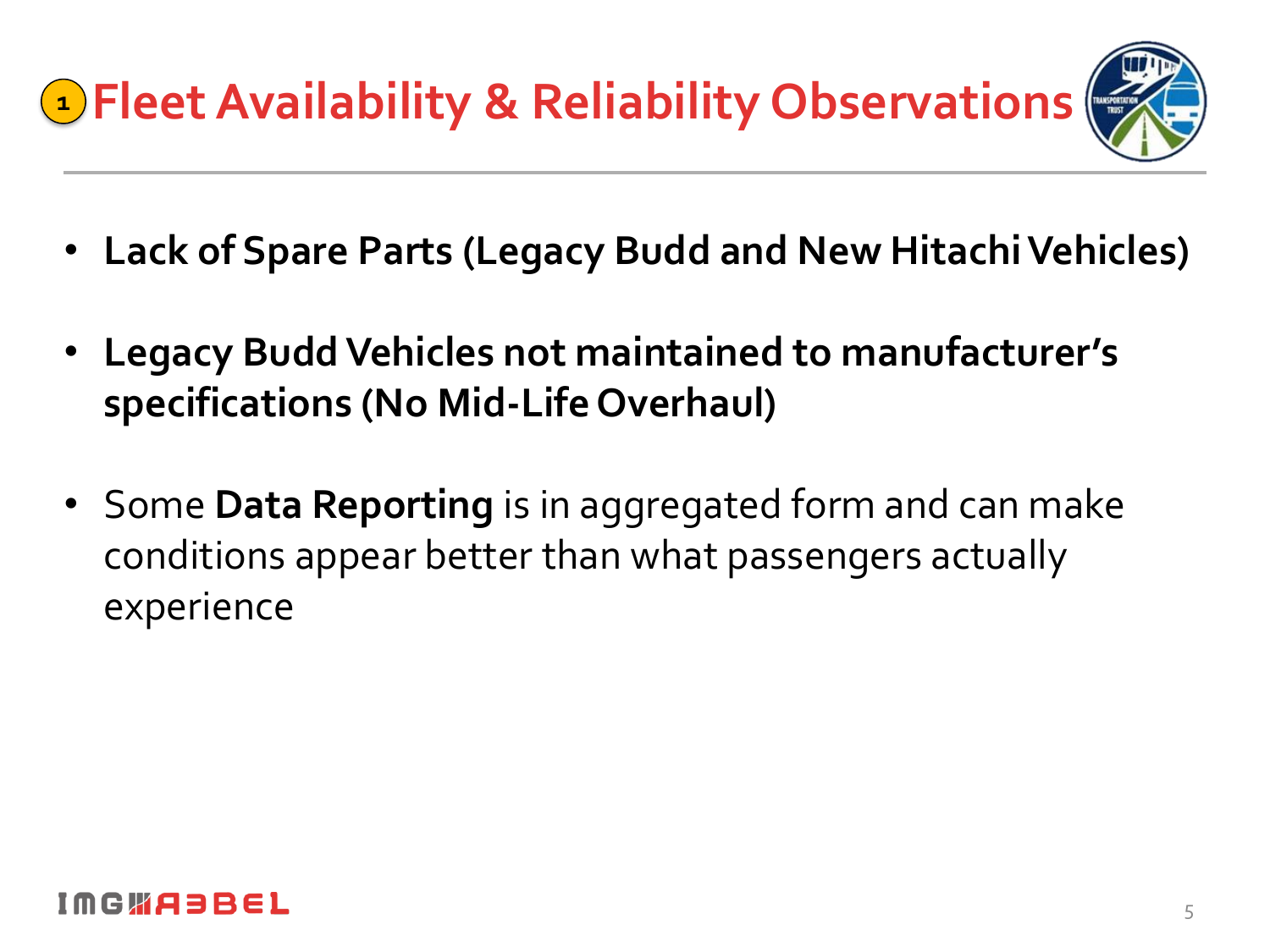# 1 Fleet Availability & Reliability Observations

- **Lack of Spare Parts (Legacy Budd and New Hitachi Vehicles)**
- **Legacy Budd Vehicles not maintained to manufacturer's specifications (No Mid-Life Overhaul)**
- Some **Data Reporting** is in aggregated form and can make conditions appear better than what passengers actually experience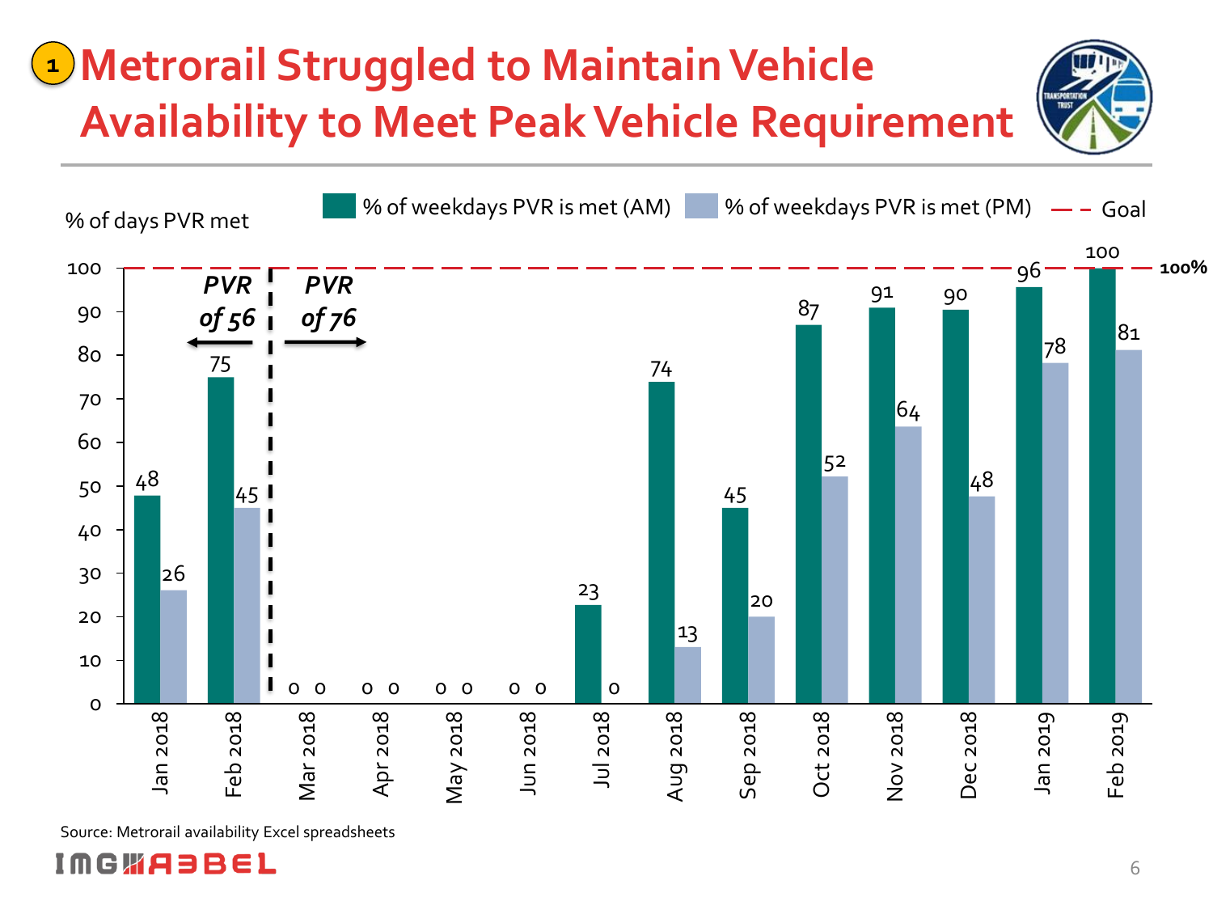# 1 Metrorail Struggled to Maintain Vehicle Availability to Meet Peak Vehicle Requirement

% of days PVR met

| Month | % of weekdays PVR is met (AM) | % of weekdays PVR is met (PM) |
|---|---|---|
| Jan 2018 | 48 | 26 |
| Feb 2018 | 75 | 45 |
| Mar 2018 | 0 | 0 |
| Apr 2018 | 0 | 0 |
| May 2018 | 0 | 0 |
| Jun 2018 | 0 | 0 |
| Jul 2018 | 23 | 0 |
| Aug 2018 | 74 | 13 |
| Sep 2018 | 45 | 20 |
| Oct 2018 | 87 | 52 |
| Nov 2018 | 91 | 64 |
| Dec 2018 | 90 | 48 |
| Jan 2019 | 96 | 78 |
| Feb 2019 | 100 | 81 |

Goal: 100%

*PVR of 56* (Jan 2018 – Feb 2018); *PVR of 76* (Mar 2018 onward)

Source: Metrorail availability Excel spreadsheets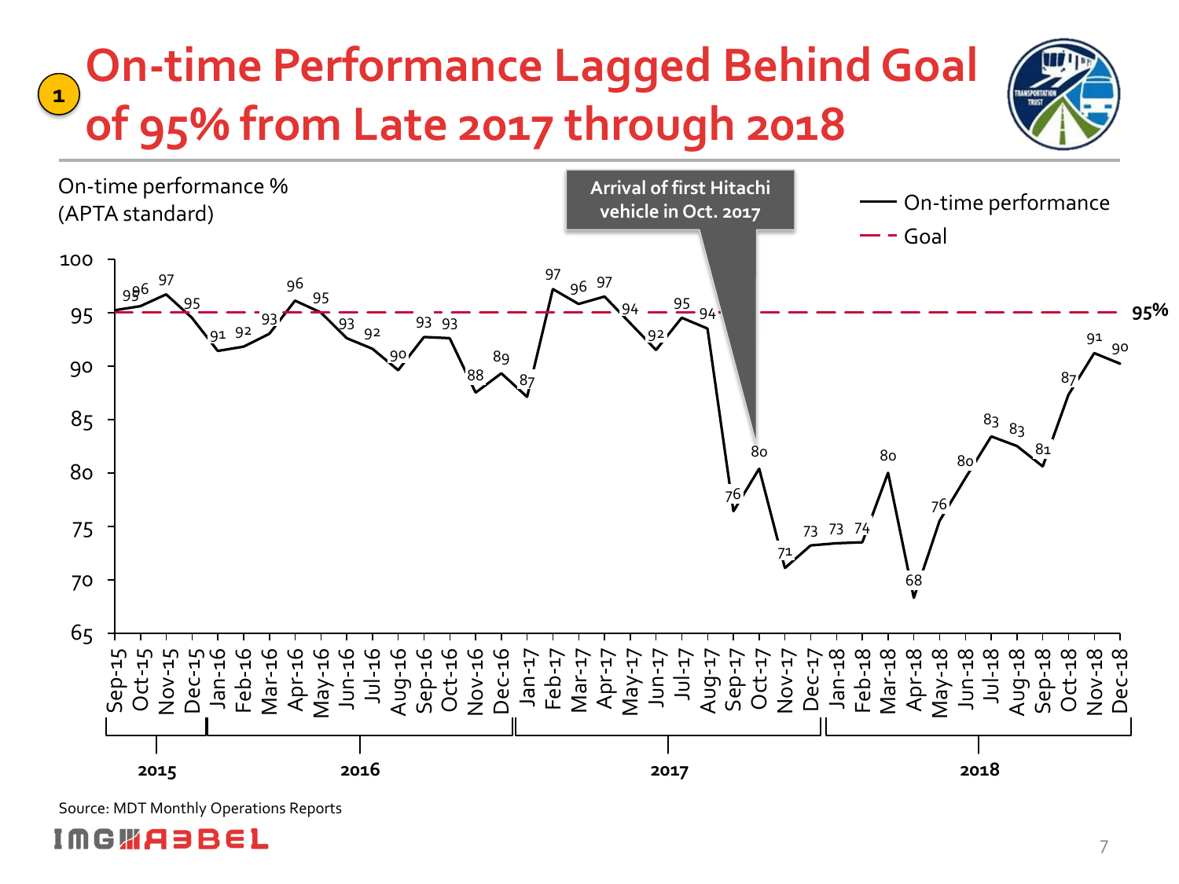# On-time Performance Lagged Behind Goal of 95% from Late 2017 through 2018

On-time performance %
(APTA standard)

Arrival of first Hitachi vehicle in Oct. 2017

— On-time performance
- - Goal

| Month | On-time performance |
|---|---|
| Sep-15 | 95 |
| Oct-15 | 96 |
| Nov-15 | 97 |
| Dec-15 | 95 |
| Jan-16 | 91 |
| Feb-16 | 92 |
| Mar-16 | 93 |
| Apr-16 | 96 |
| May-16 | 95 |
| Jun-16 | 93 |
| Jul-16 | 92 |
| Aug-16 | 90 |
| Sep-16 | 93 |
| Oct-16 | 93 |
| Nov-16 | 88 |
| Dec-16 | 89 |
| Jan-17 | 87 |
| Feb-17 | 97 |
| Mar-17 | 96 |
| Apr-17 | 97 |
| May-17 | 94 |
| Jun-17 | 92 |
| Jul-17 | 95 |
| Aug-17 | 94 |
| Sep-17 | 76 |
| Oct-17 | 80 |
| Nov-17 | 71 |
| Dec-17 | 73 |
| Jan-18 | 73 |
| Feb-18 | 74 |
| Mar-18 | 80 |
| Apr-18 | 68 |
| May-18 | 76 |
| Jun-18 | 80 |
| Jul-18 | 83 |
| Aug-18 | 83 |
| Sep-18 | 81 |
| Oct-18 | 87 |
| Nov-18 | 91 |
| Dec-18 | 90 |

Goal: 95%

Source: MDT Monthly Operations Reports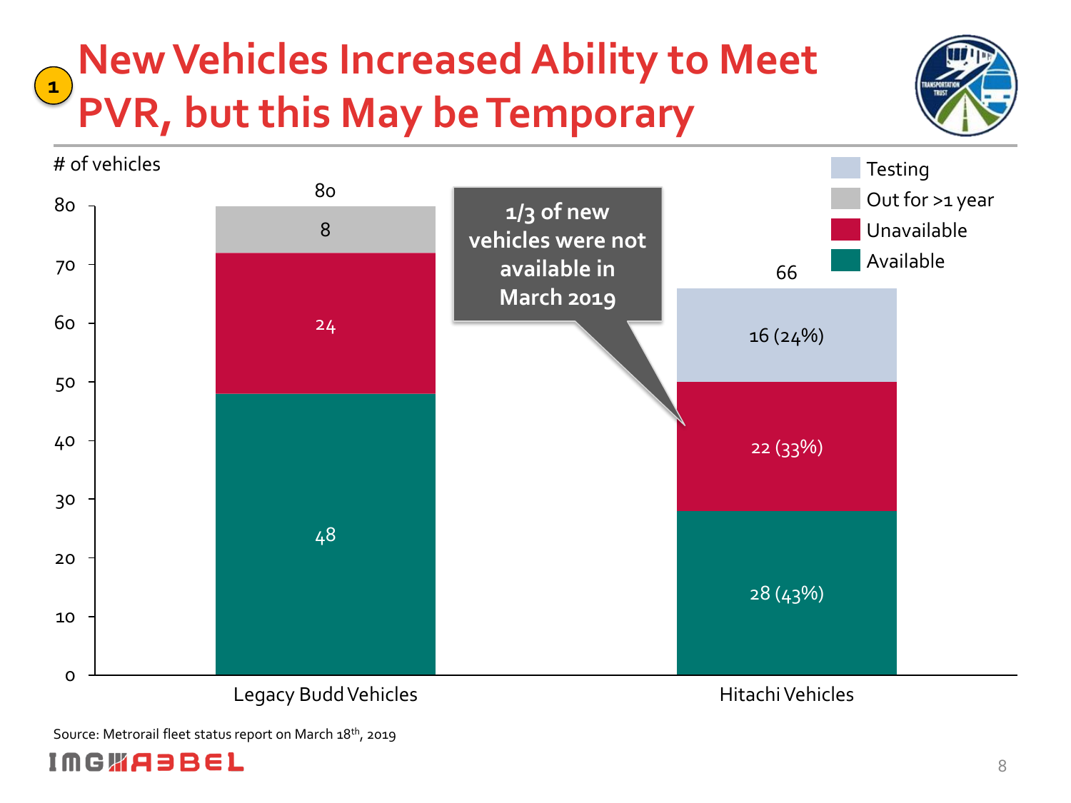# New Vehicles Increased Ability to Meet PVR, but this May be Temporary

\# of vehicles

| | Legacy Budd Vehicles | Hitachi Vehicles |
|---|---|---|
| Testing | | 16 (24%) |
| Out for >1 year | 8 | |
| Unavailable | 24 | 22 (33%) |
| Available | 48 | 28 (43%) |
| Total | 80 | 66 |

1/3 of new vehicles were not available in March 2019

Source: Metrorail fleet status report on March 18th, 2019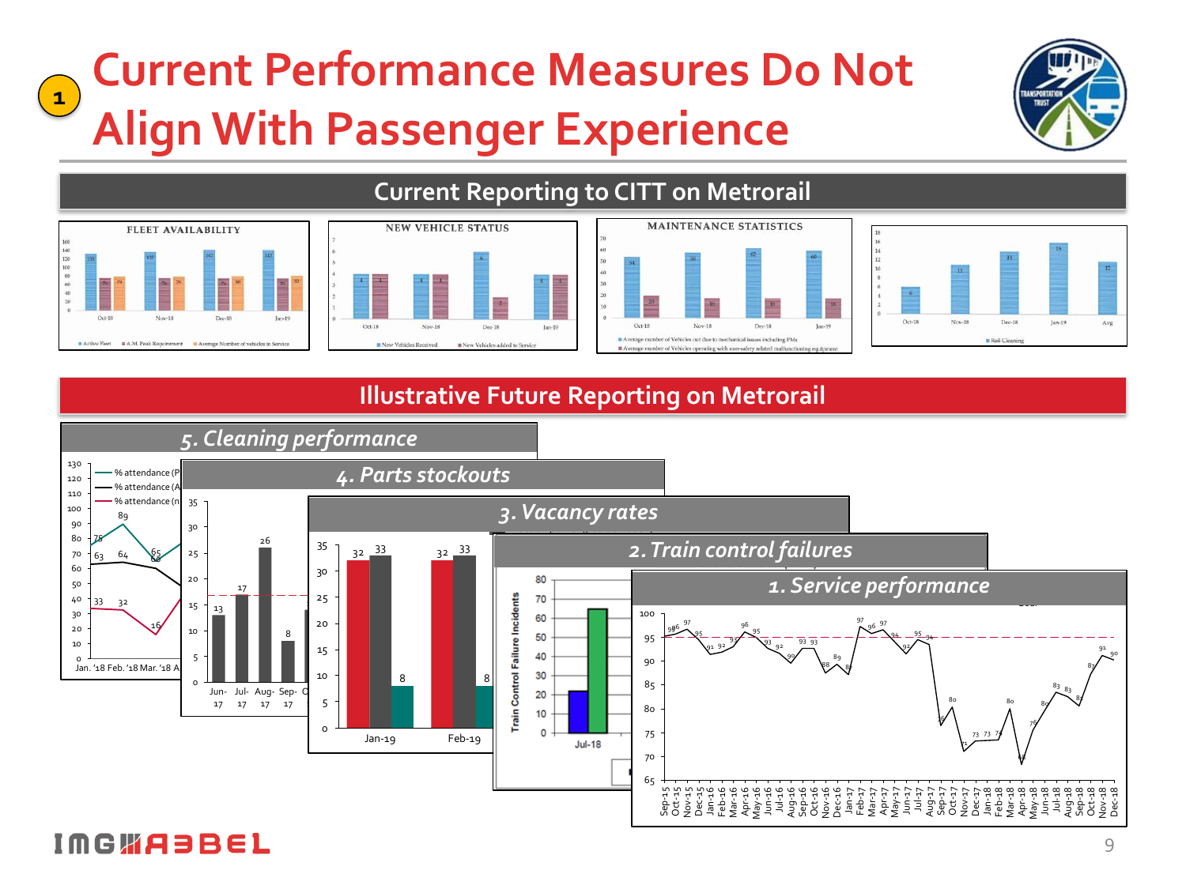# Current Performance Measures Do Not Align With Passenger Experience

## Current Reporting to CITT on Metrorail

FLEET AVAILABILITY

NEW VEHICLE STATUS

MAINTENANCE STATISTICS

## Illustrative Future Reporting on Metrorail

*5. Cleaning performance*

*4. Parts stockouts*

*3. Vacancy rates*

*2. Train control failures*

*1. Service performance*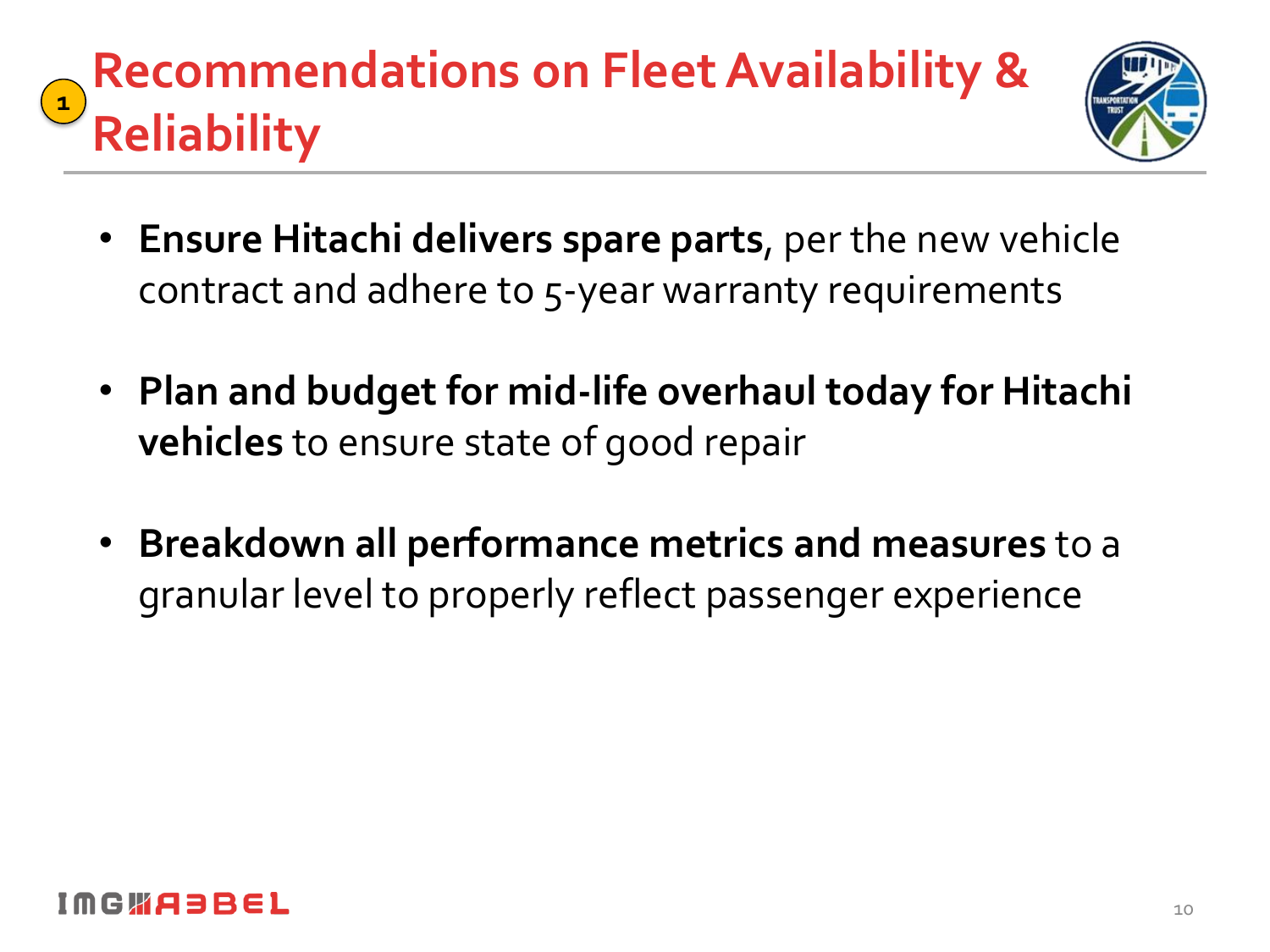# 1 Recommendations on Fleet Availability & Reliability

- **Ensure Hitachi delivers spare parts**, per the new vehicle contract and adhere to 5-year warranty requirements
- **Plan and budget for mid-life overhaul today for Hitachi vehicles** to ensure state of good repair
- **Breakdown all performance metrics and measures** to a granular level to properly reflect passenger experience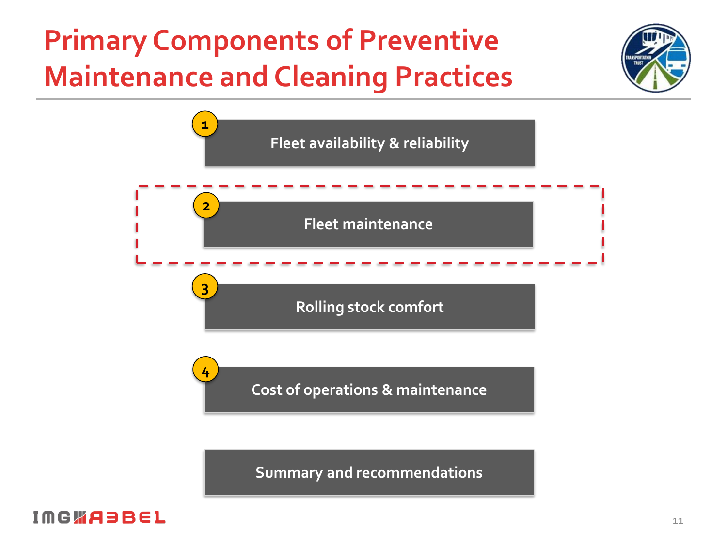# Primary Components of Preventive Maintenance and Cleaning Practices

1. Fleet availability & reliability
2. Fleet maintenance
3. Rolling stock comfort
4. Cost of operations & maintenance

Summary and recommendations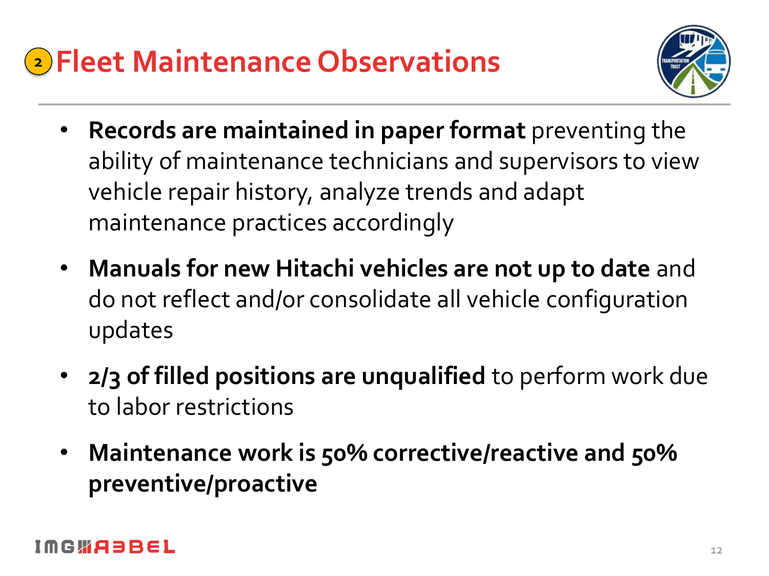# 2 Fleet Maintenance Observations

- **Records are maintained in paper format** preventing the ability of maintenance technicians and supervisors to view vehicle repair history, analyze trends and adapt maintenance practices accordingly
- **Manuals for new Hitachi vehicles are not up to date** and do not reflect and/or consolidate all vehicle configuration updates
- **2/3 of filled positions are unqualified** to perform work due to labor restrictions
- **Maintenance work is 50% corrective/reactive and 50% preventive/proactive**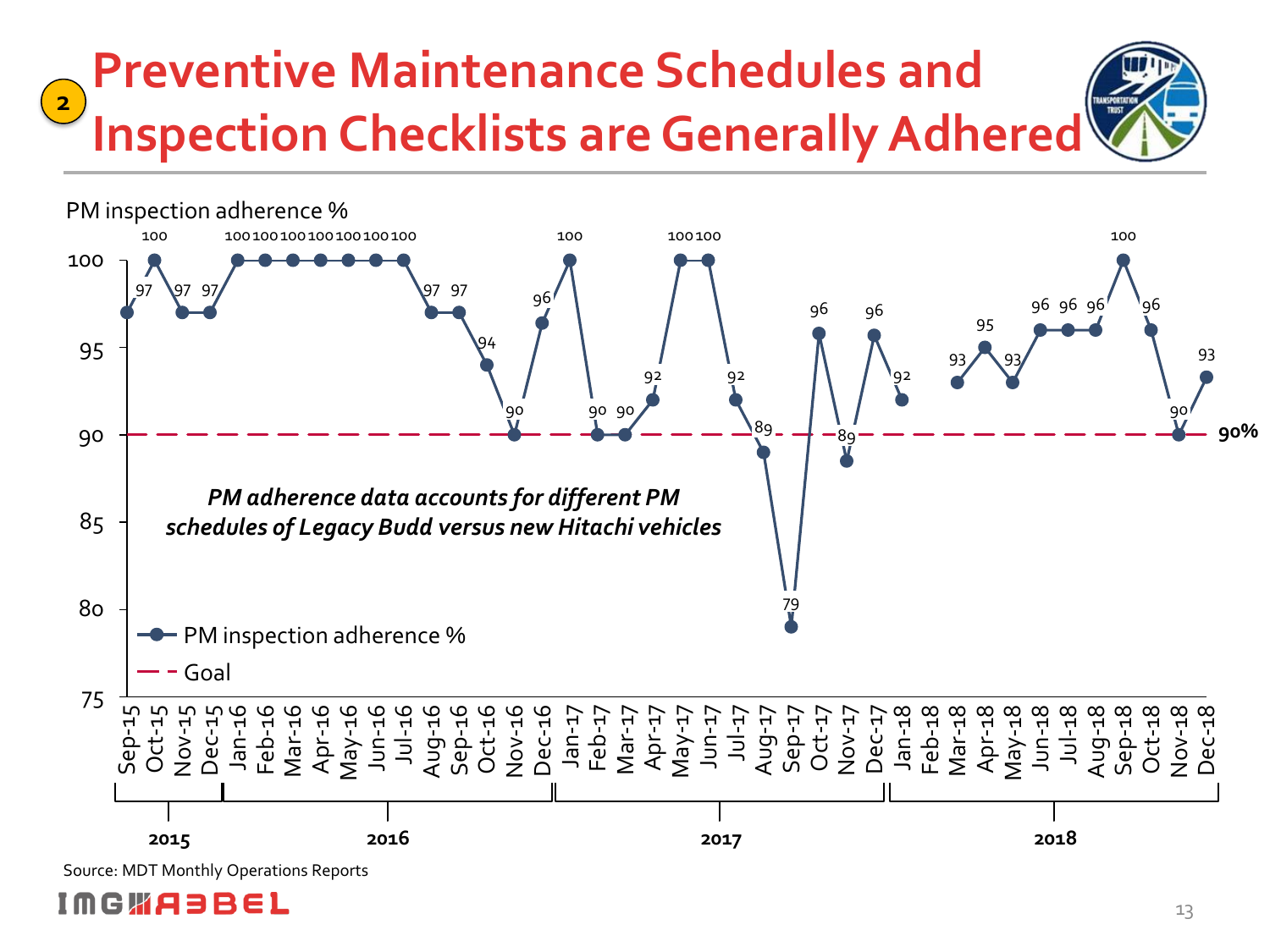# Preventive Maintenance Schedules and Inspection Checklists are Generally Adhered

2

PM inspection adherence %

| Month | PM inspection adherence % |
|---|---|
| Sep-15 | 97 |
| Oct-15 | 100 |
| Nov-15 | 97 |
| Dec-15 | 97 |
| Jan-16 | 100 |
| Feb-16 | 100 |
| Mar-16 | 100 |
| Apr-16 | 100 |
| May-16 | 100 |
| Jun-16 | 100 |
| Jul-16 | 100 |
| Aug-16 | 97 |
| Sep-16 | 97 |
| Oct-16 | 94 |
| Nov-16 | 90 |
| Dec-16 | 96 |
| Jan-17 | 100 |
| Feb-17 | 90 |
| Mar-17 | 90 |
| Apr-17 | 92 |
| May-17 | 100 |
| Jun-17 | 100 |
| Jul-17 | 92 |
| Aug-17 | 89 |
| Sep-17 | 79 |
| Oct-17 | 96 |
| Nov-17 | 89 |
| Dec-17 | 96 |
| Jan-18 | 92 |
| Feb-18 | |
| Mar-18 | 93 |
| Apr-18 | 95 |
| May-18 | 93 |
| Jun-18 | 96 |
| Jul-18 | 96 |
| Aug-18 | 96 |
| Sep-18 | 100 |
| Oct-18 | 96 |
| Nov-18 | 90 |
| Dec-18 | 93 |

Goal: 90%

*PM adherence data accounts for different PM schedules of Legacy Budd versus new Hitachi vehicles*

Source: MDT Monthly Operations Reports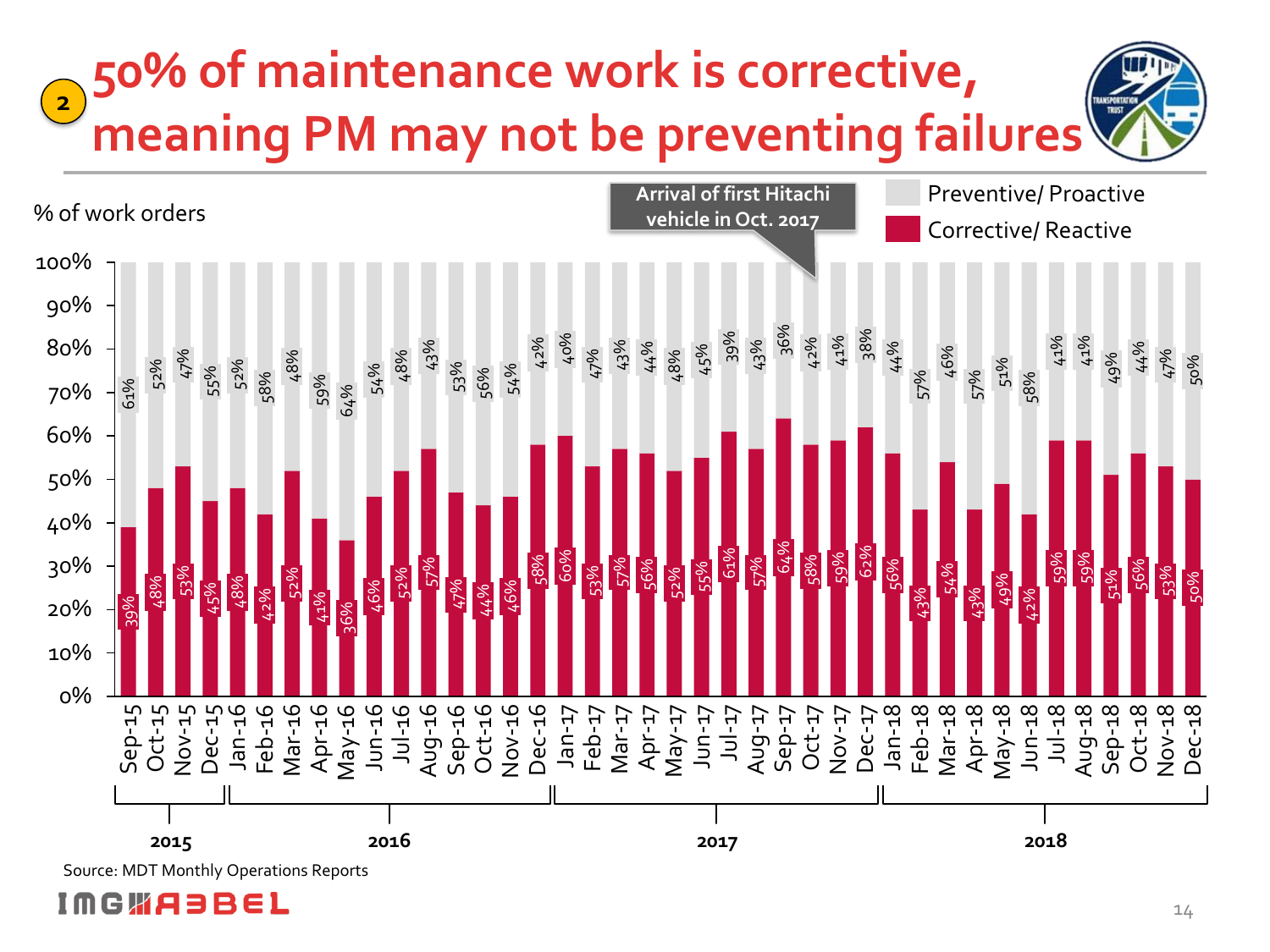## 2 50% of maintenance work is corrective, meaning PM may not be preventing failures

% of work orders

Arrival of first Hitachi vehicle in Oct. 2017

| Month | Corrective/ Reactive | Preventive/ Proactive |
|---|---|---|
| Sep-15 | 39% | 61% |
| Oct-15 | 48% | 52% |
| Nov-15 | 53% | 47% |
| Dec-15 | 45% | 55% |
| Jan-16 | 48% | 52% |
| Feb-16 | 42% | 58% |
| Mar-16 | 52% | 48% |
| Apr-16 | 41% | 59% |
| May-16 | 36% | 64% |
| Jun-16 | 46% | 54% |
| Jul-16 | 52% | 48% |
| Aug-16 | 57% | 43% |
| Sep-16 | 47% | 53% |
| Oct-16 | 44% | 56% |
| Nov-16 | 46% | 54% |
| Dec-16 | 58% | 42% |
| Jan-17 | 60% | 40% |
| Feb-17 | 53% | 47% |
| Mar-17 | 57% | 43% |
| Apr-17 | 56% | 44% |
| May-17 | 52% | 48% |
| Jun-17 | 55% | 45% |
| Jul-17 | 61% | 39% |
| Aug-17 | 57% | 43% |
| Sep-17 | 64% | 36% |
| Oct-17 | 58% | 42% |
| Nov-17 | 59% | 41% |
| Dec-17 | 62% | 38% |
| Jan-18 | 56% | 44% |
| Feb-18 | 43% | 57% |
| Mar-18 | 54% | 46% |
| Apr-18 | 43% | 57% |
| May-18 | 49% | 51% |
| Jun-18 | 42% | 58% |
| Jul-18 | 59% | 41% |
| Aug-18 | 59% | 41% |
| Sep-18 | 51% | 49% |
| Oct-18 | 56% | 44% |
| Nov-18 | 53% | 47% |
| Dec-18 | 50% | 50% |

Source: MDT Monthly Operations Reports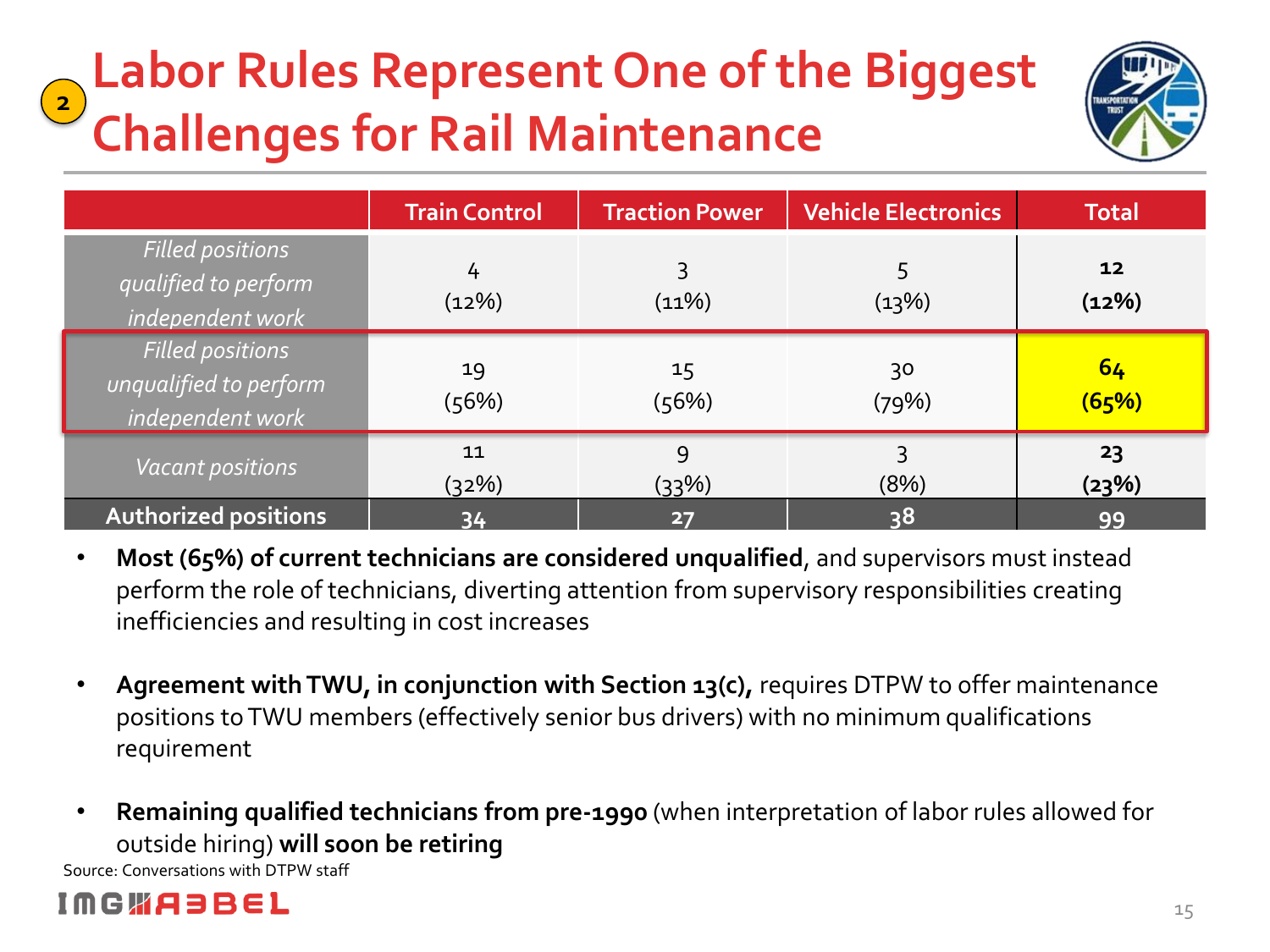# Labor Rules Represent One of the Biggest Challenges for Rail Maintenance

| | Train Control | Traction Power | Vehicle Electronics | Total |
|---|---|---|---|---|
| *Filled positions qualified to perform independent work* | 4 (12%) | 3 (11%) | 5 (13%) | **12 (12%)** |
| *Filled positions unqualified to perform independent work* | 19 (56%) | 15 (56%) | 30 (79%) | **64 (65%)** |
| *Vacant positions* | 11 (32%) | 9 (33%) | 3 (8%) | **23 (23%)** |
| **Authorized positions** | 34 | 27 | 38 | 99 |

- **Most (65%) of current technicians are considered unqualified**, and supervisors must instead perform the role of technicians, diverting attention from supervisory responsibilities creating inefficiencies and resulting in cost increases
- **Agreement with TWU, in conjunction with Section 13(c),** requires DTPW to offer maintenance positions to TWU members (effectively senior bus drivers) with no minimum qualifications requirement
- **Remaining qualified technicians from pre-1990** (when interpretation of labor rules allowed for outside hiring) **will soon be retiring**

Source: Conversations with DTPW staff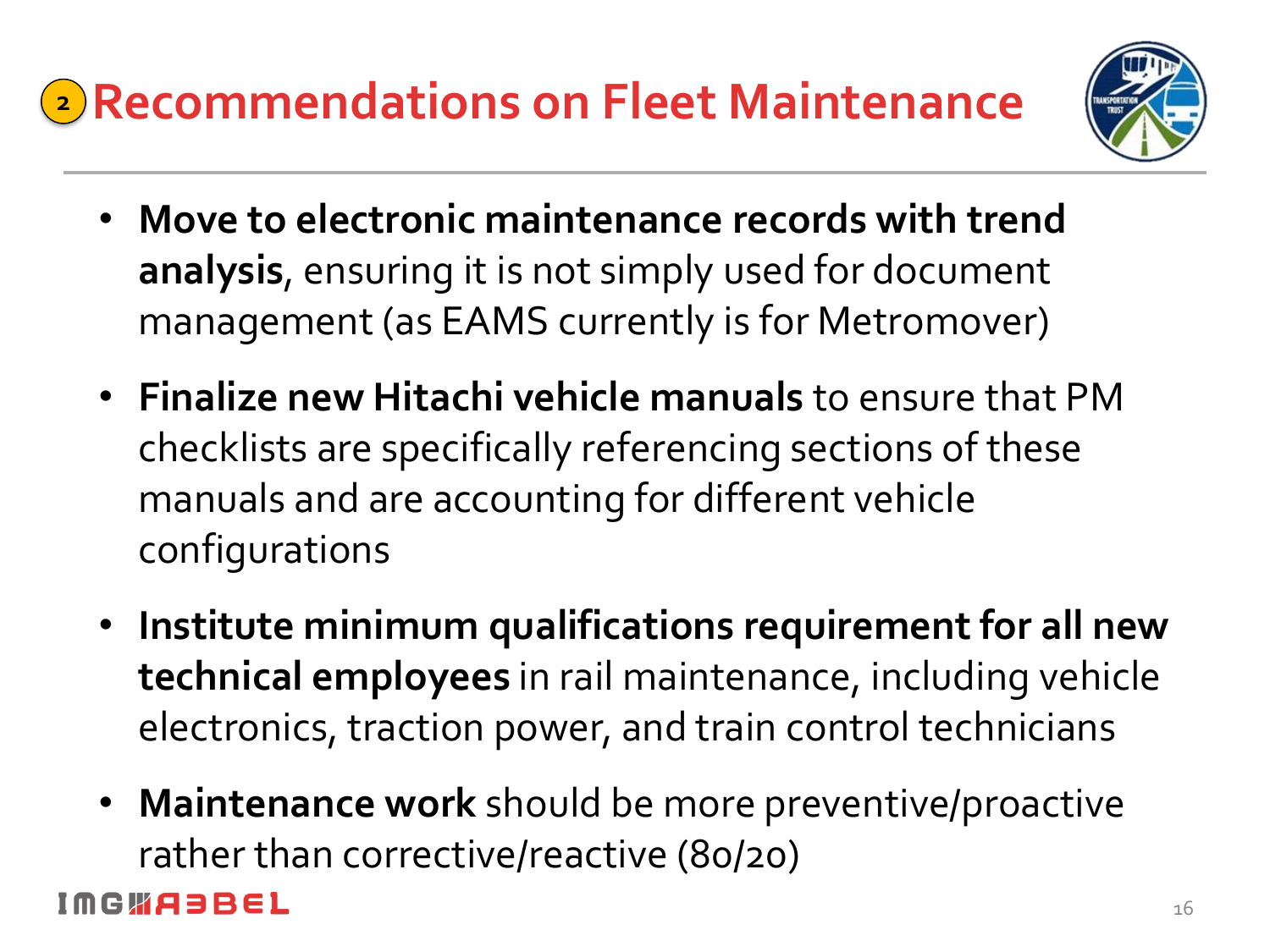# 2 Recommendations on Fleet Maintenance

- **Move to electronic maintenance records with trend analysis**, ensuring it is not simply used for document management (as EAMS currently is for Metromover)
- **Finalize new Hitachi vehicle manuals** to ensure that PM checklists are specifically referencing sections of these manuals and are accounting for different vehicle configurations
- **Institute minimum qualifications requirement for all new technical employees** in rail maintenance, including vehicle electronics, traction power, and train control technicians
- **Maintenance work** should be more preventive/proactive rather than corrective/reactive (80/20)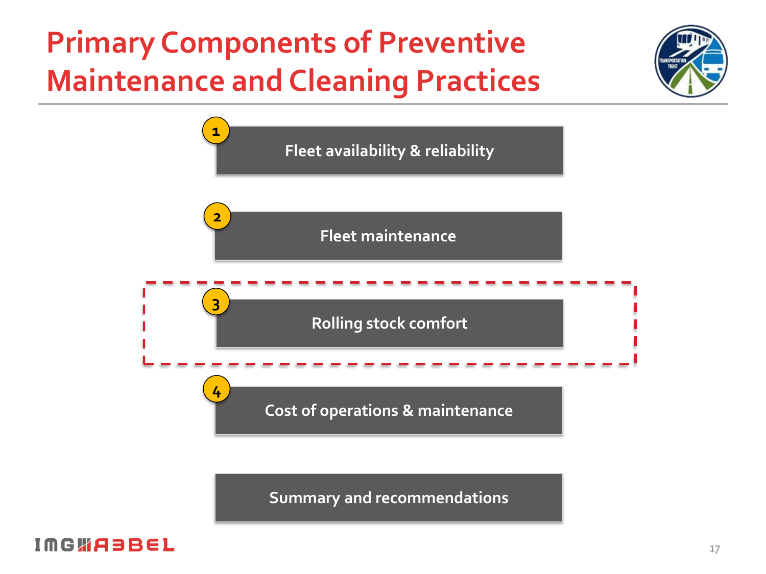# Primary Components of Preventive Maintenance and Cleaning Practices

1. Fleet availability & reliability
2. Fleet maintenance
3. Rolling stock comfort
4. Cost of operations & maintenance

Summary and recommendations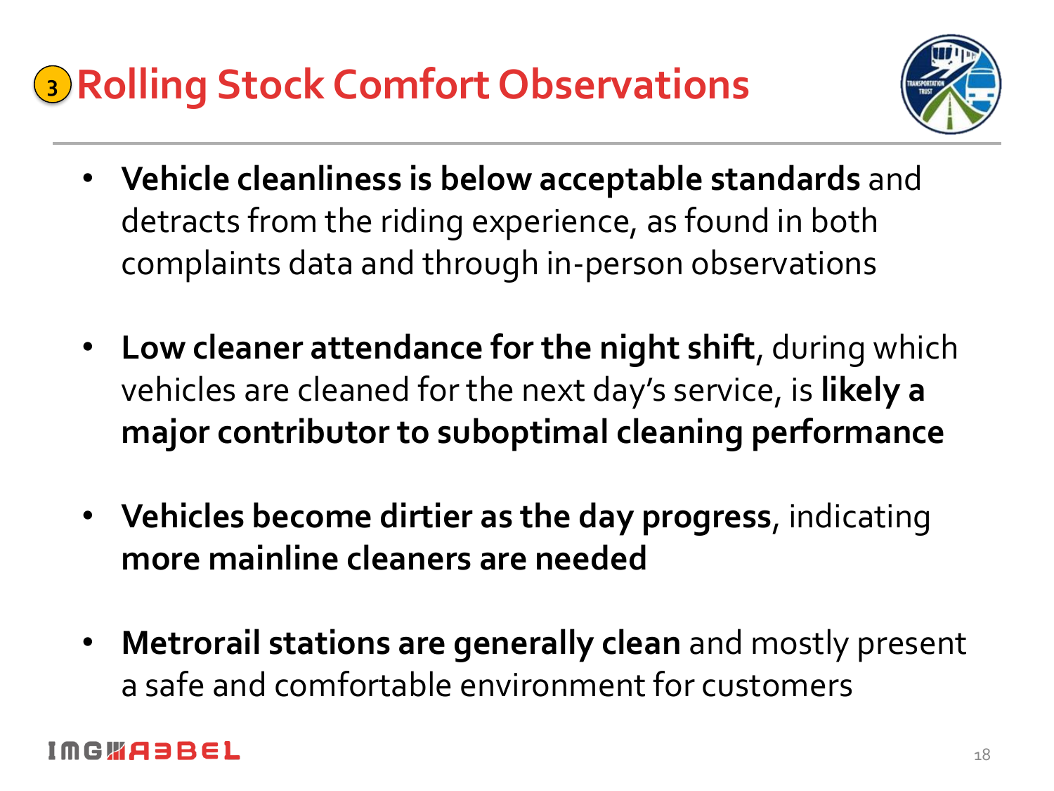# 3 Rolling Stock Comfort Observations

- **Vehicle cleanliness is below acceptable standards** and detracts from the riding experience, as found in both complaints data and through in-person observations
- **Low cleaner attendance for the night shift**, during which vehicles are cleaned for the next day's service, is **likely a major contributor to suboptimal cleaning performance**
- **Vehicles become dirtier as the day progress**, indicating **more mainline cleaners are needed**
- **Metrorail stations are generally clean** and mostly present a safe and comfortable environment for customers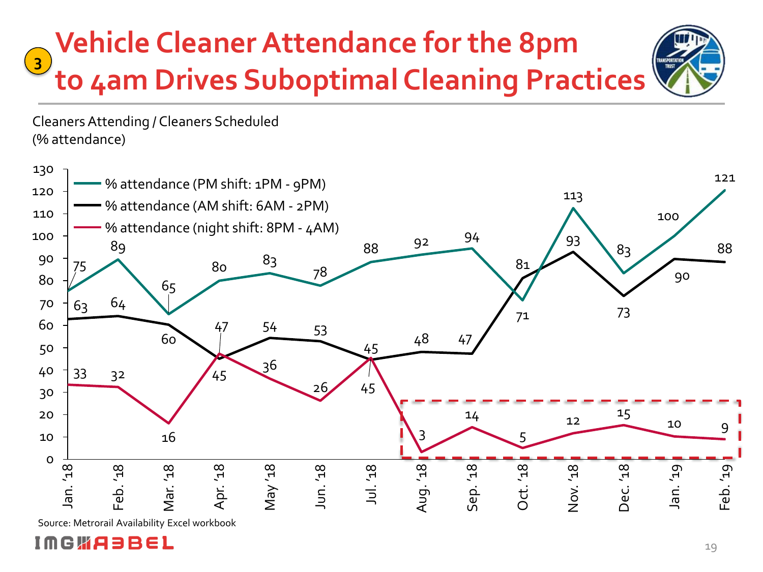# Vehicle Cleaner Attendance for the 8pm to 4am Drives Suboptimal Cleaning Practices

Cleaners Attending / Cleaners Scheduled
(% attendance)

| Month | % attendance (PM shift: 1PM - 9PM) | % attendance (AM shift: 6AM - 2PM) | % attendance (night shift: 8PM - 4AM) |
|---|---|---|---|
| Jan. '18 | 75 | 63 | 33 |
| Feb. '18 | 89 | 64 | 32 |
| Mar. '18 | 65 | 60 | 16 |
| Apr. '18 | 80 | 45 | 47 |
| May '18 | 83 | 54 | 36 |
| Jun. '18 | 78 | 53 | 26 |
| Jul. '18 | 88 | 45 | 45 |
| Aug. '18 | 92 | 48 | 3 |
| Sep. '18 | 94 | 47 | 14 |
| Oct. '18 | 71 | 81 | 5 |
| Nov. '18 | 113 | 93 | 12 |
| Dec. '18 | 83 | 73 | 15 |
| Jan. '19 | 100 | 90 | 10 |
| Feb. '19 | 121 | 88 | 9 |

Source: Metrorail Availability Excel workbook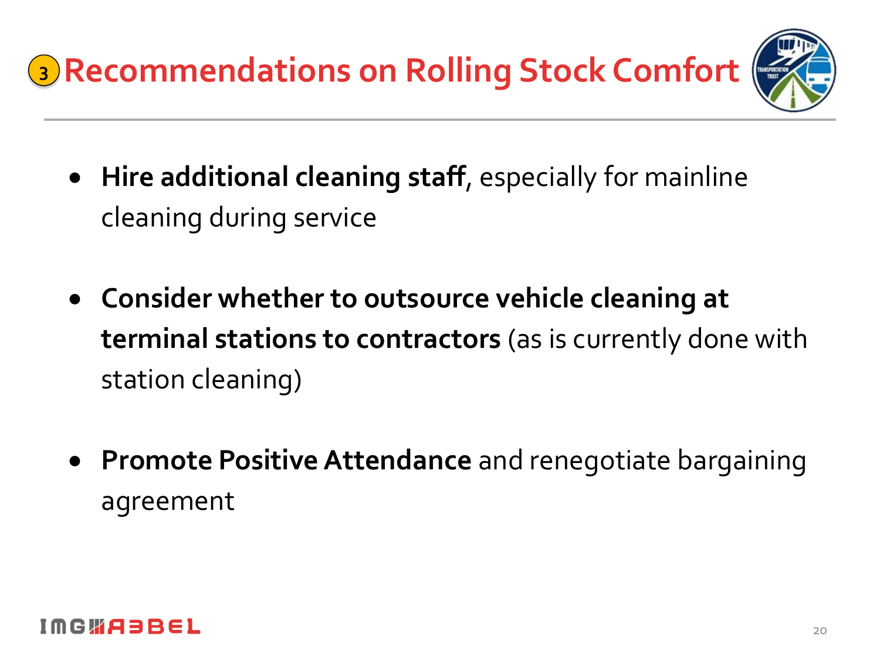# 3 Recommendations on Rolling Stock Comfort

- **Hire additional cleaning staff**, especially for mainline cleaning during service
- **Consider whether to outsource vehicle cleaning at terminal stations to contractors** (as is currently done with station cleaning)
- **Promote Positive Attendance** and renegotiate bargaining agreement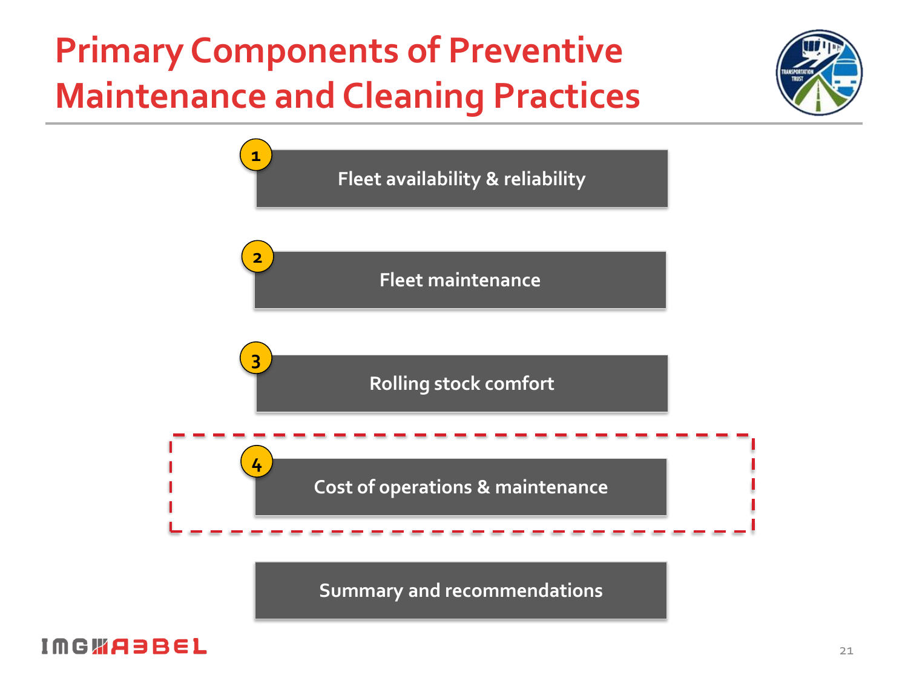# Primary Components of Preventive Maintenance and Cleaning Practices

1. Fleet availability & reliability
2. Fleet maintenance
3. Rolling stock comfort
4. Cost of operations & maintenance

Summary and recommendations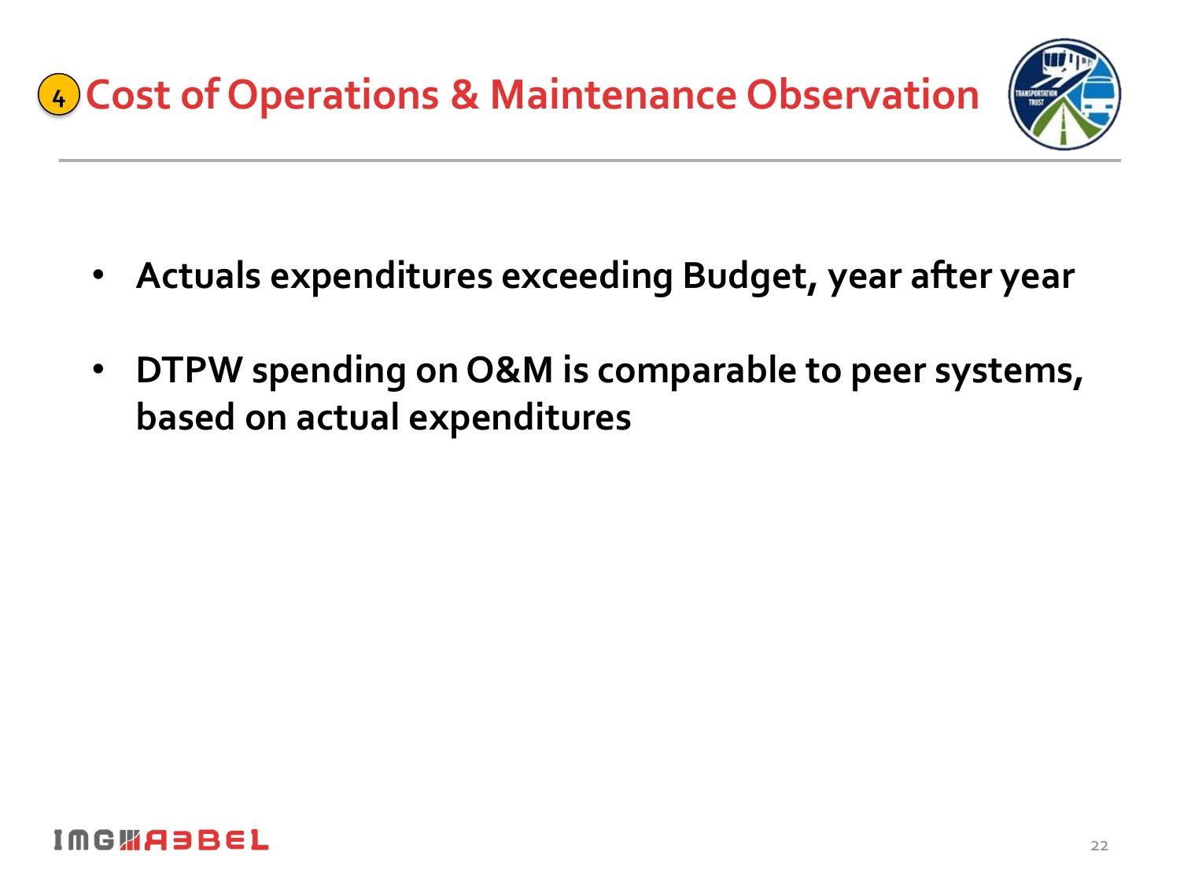# 4 Cost of Operations & Maintenance Observation

- **Actuals expenditures exceeding Budget, year after year**
- **DTPW spending on O&M is comparable to peer systems, based on actual expenditures**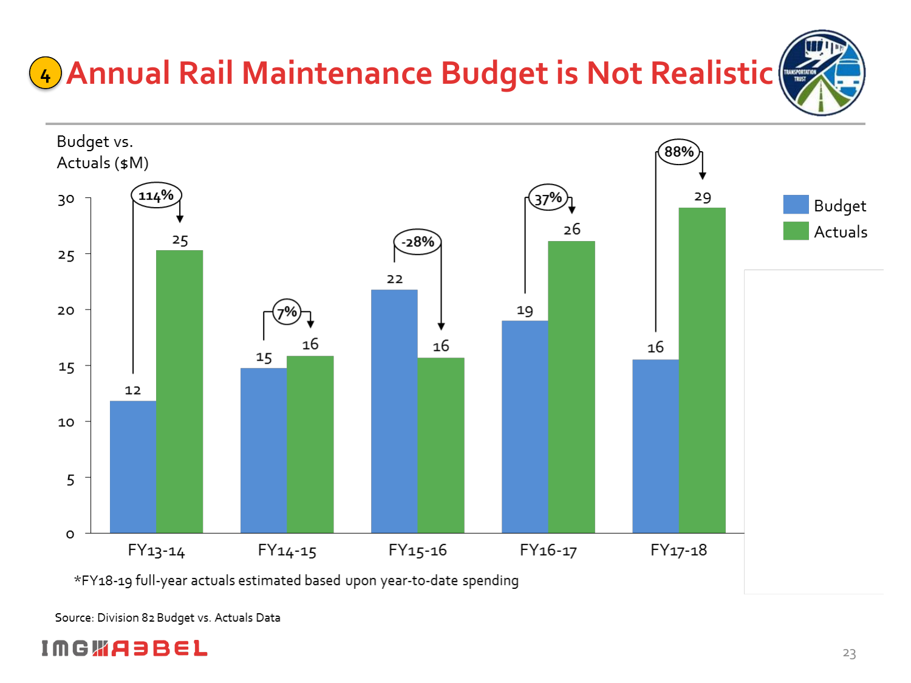# 4 Annual Rail Maintenance Budget is Not Realistic

Budget vs. Actuals ($M)

| | Budget | Actuals | Variance |
|---|---|---|---|
| FY13-14 | 12 | 25 | 114% |
| FY14-15 | 15 | 16 | 7% |
| FY15-16 | 22 | 16 | -28% |
| FY16-17 | 19 | 26 | 37% |
| FY17-18 | 16 | 29 | 88% |

*FY18-19 full-year actuals estimated based upon year-to-date spending

Source: Division 82 Budget vs. Actuals Data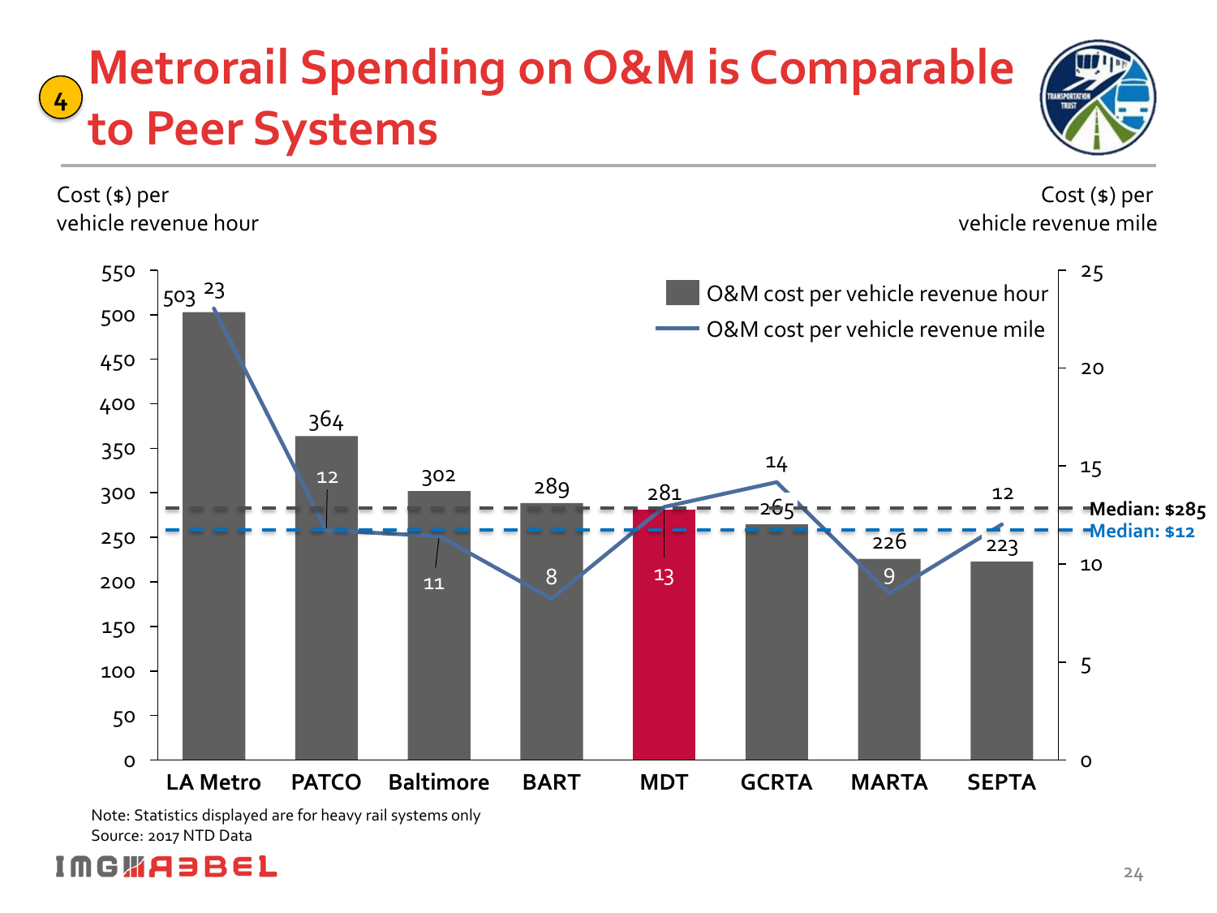# Metrorail Spending on O&M is Comparable to Peer Systems

Cost ($) per vehicle revenue hour | Cost ($) per vehicle revenue mile

| System | O&M cost per vehicle revenue hour | O&M cost per vehicle revenue mile |
| --- | --- | --- |
| LA Metro | 503 | 23 |
| PATCO | 364 | 12 |
| Baltimore | 302 | 11 |
| BART | 289 | 8 |
| MDT | 281 | 13 |
| GCRTA | 265 | 14 |
| MARTA | 226 | 9 |
| SEPTA | 223 | 12 |

Median: $285
Median: $12

Note: Statistics displayed are for heavy rail systems only
Source: 2017 NTD Data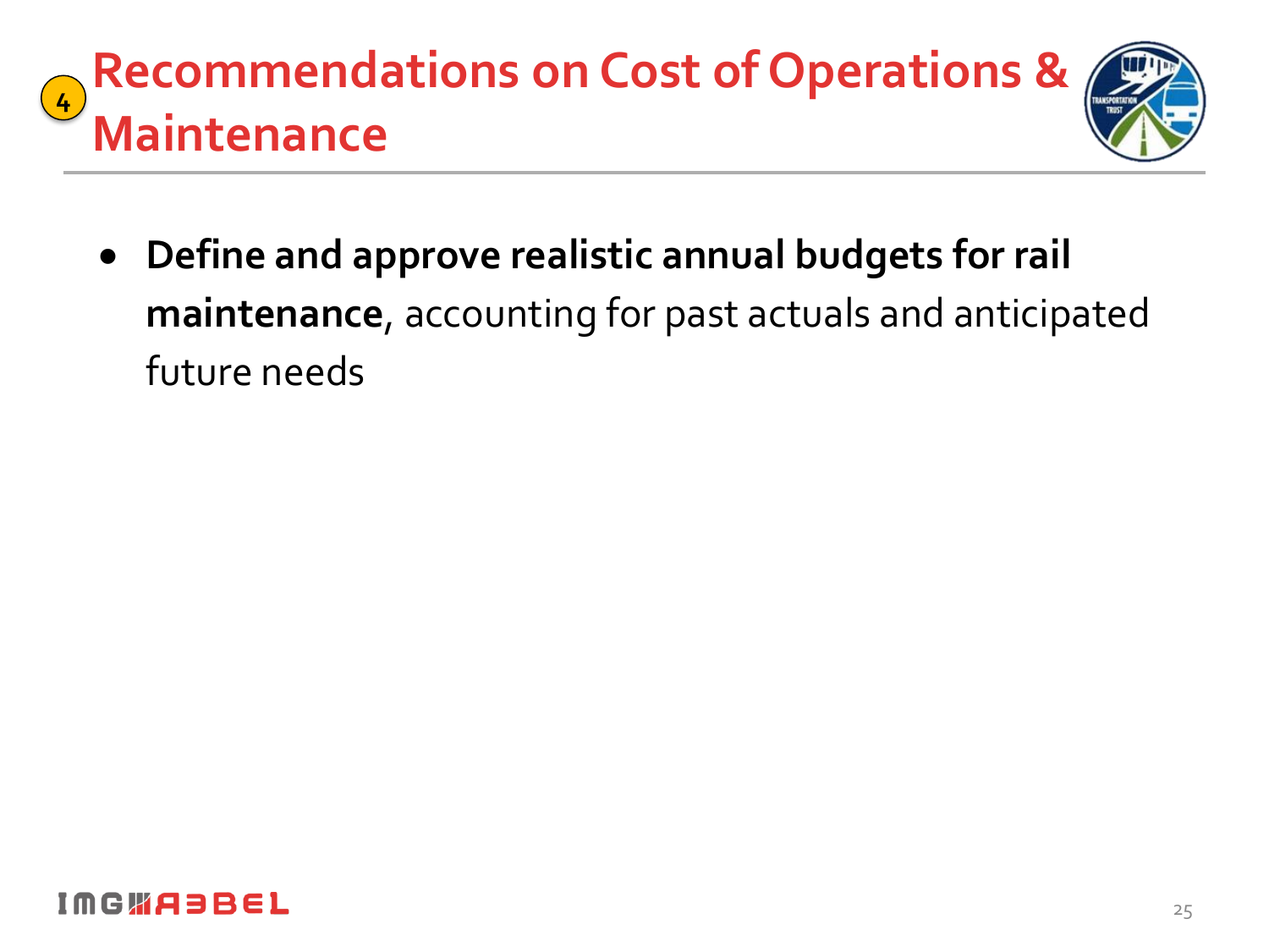# 4 Recommendations on Cost of Operations & Maintenance

- **Define and approve realistic annual budgets for rail maintenance**, accounting for past actuals and anticipated future needs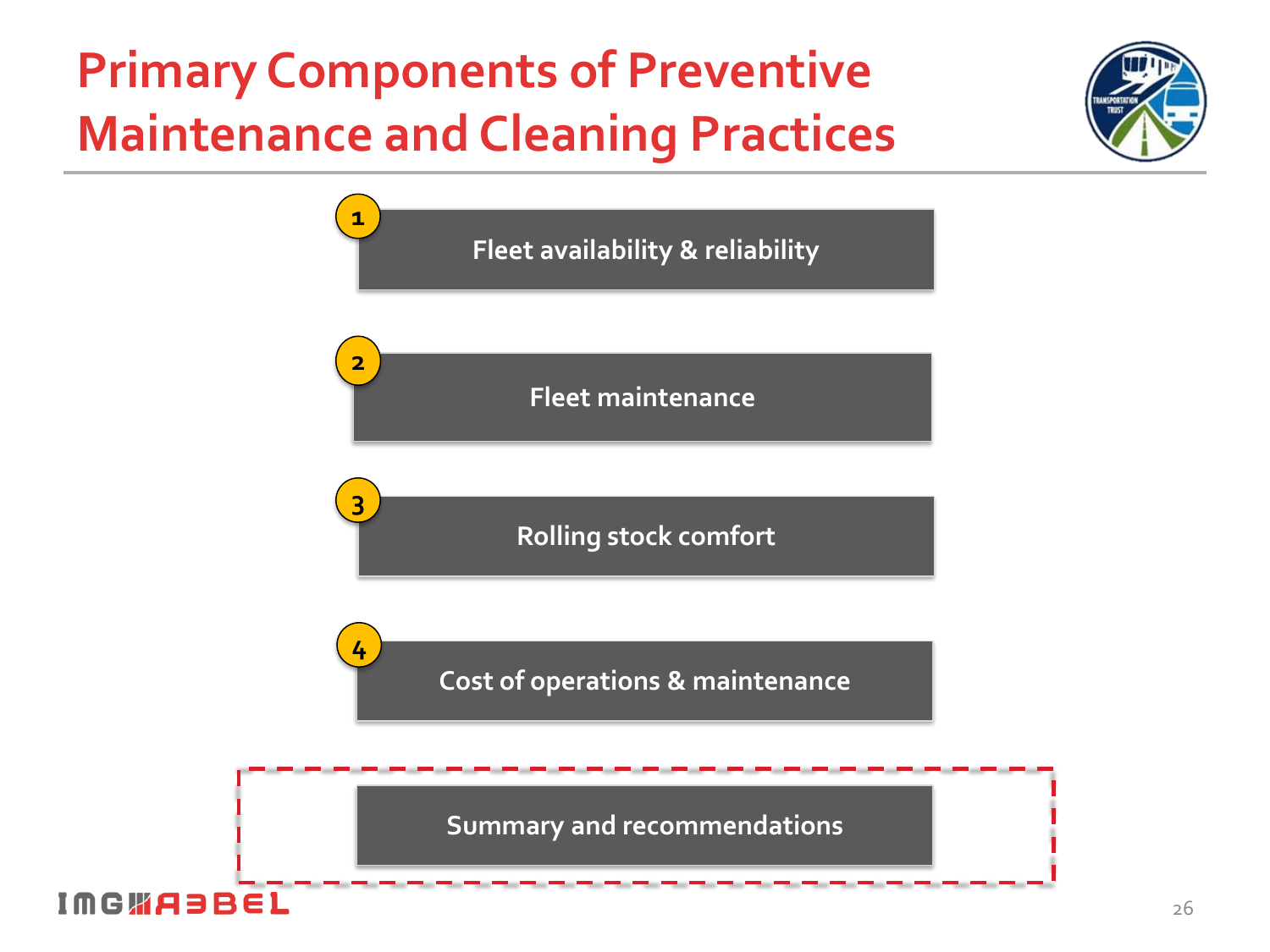# Primary Components of Preventive Maintenance and Cleaning Practices

1. Fleet availability & reliability
2. Fleet maintenance
3. Rolling stock comfort
4. Cost of operations & maintenance

**Summary and recommendations**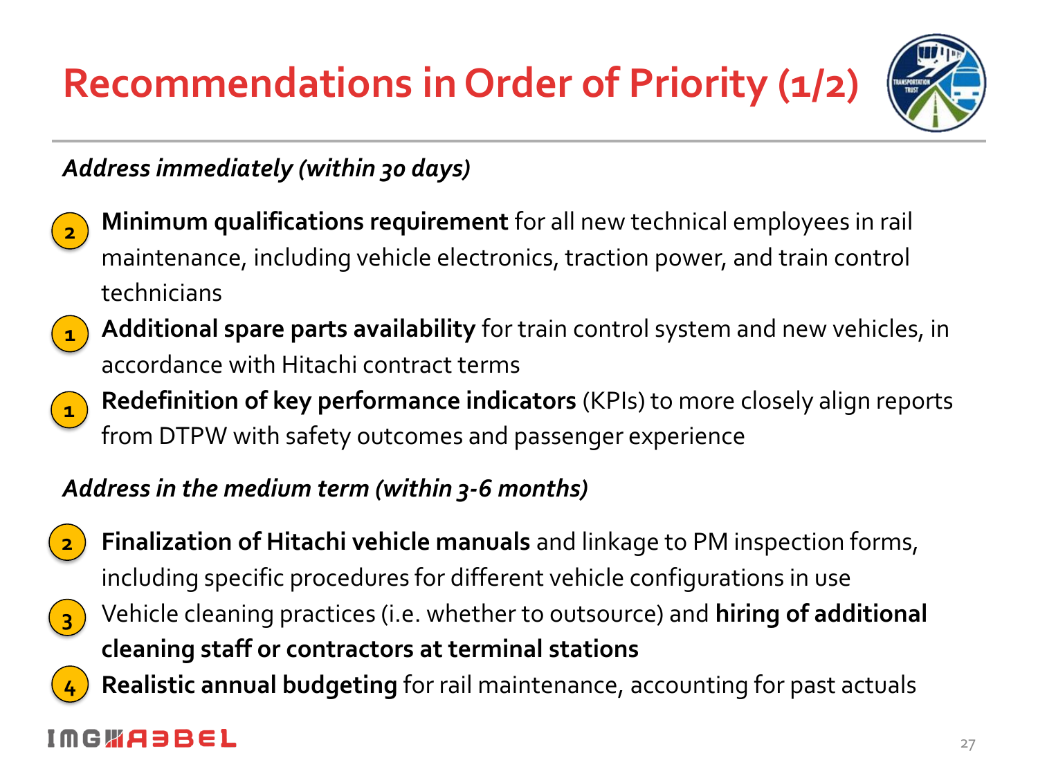# Recommendations in Order of Priority (1/2)

*Address immediately (within 30 days)*

- (2) **Minimum qualifications requirement** for all new technical employees in rail maintenance, including vehicle electronics, traction power, and train control technicians
- (1) **Additional spare parts availability** for train control system and new vehicles, in accordance with Hitachi contract terms
- (1) **Redefinition of key performance indicators** (KPIs) to more closely align reports from DTPW with safety outcomes and passenger experience

*Address in the medium term (within 3-6 months)*

- (2) **Finalization of Hitachi vehicle manuals** and linkage to PM inspection forms, including specific procedures for different vehicle configurations in use
- (3) Vehicle cleaning practices (i.e. whether to outsource) and **hiring of additional cleaning staff or contractors at terminal stations**
- (4) **Realistic annual budgeting** for rail maintenance, accounting for past actuals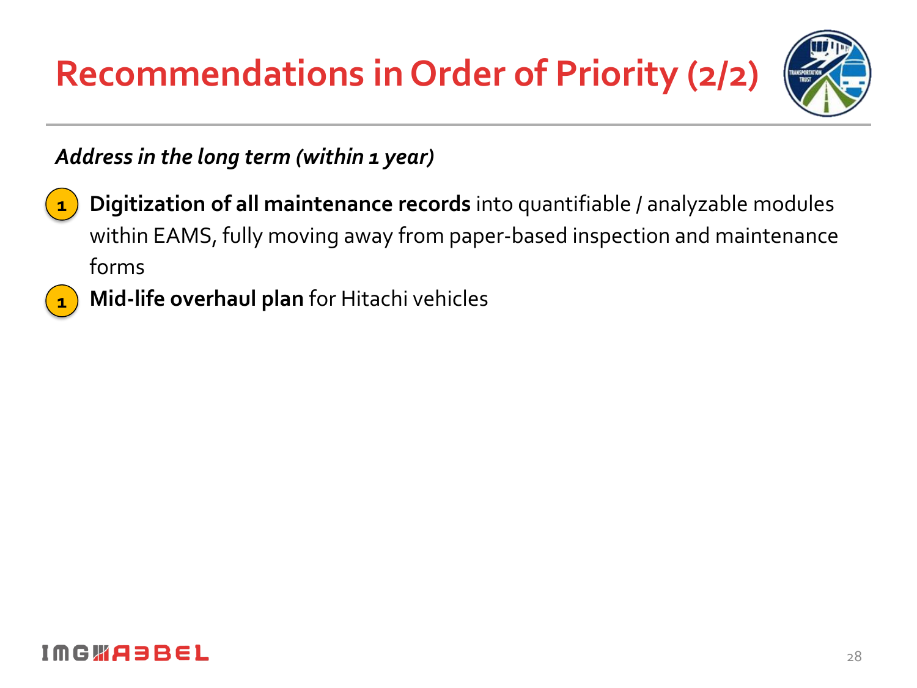# Recommendations in Order of Priority (2/2)

*Address in the long term (within 1 year)*

1. **Digitization of all maintenance records** into quantifiable / analyzable modules within EAMS, fully moving away from paper-based inspection and maintenance forms
1. **Mid-life overhaul plan** for Hitachi vehicles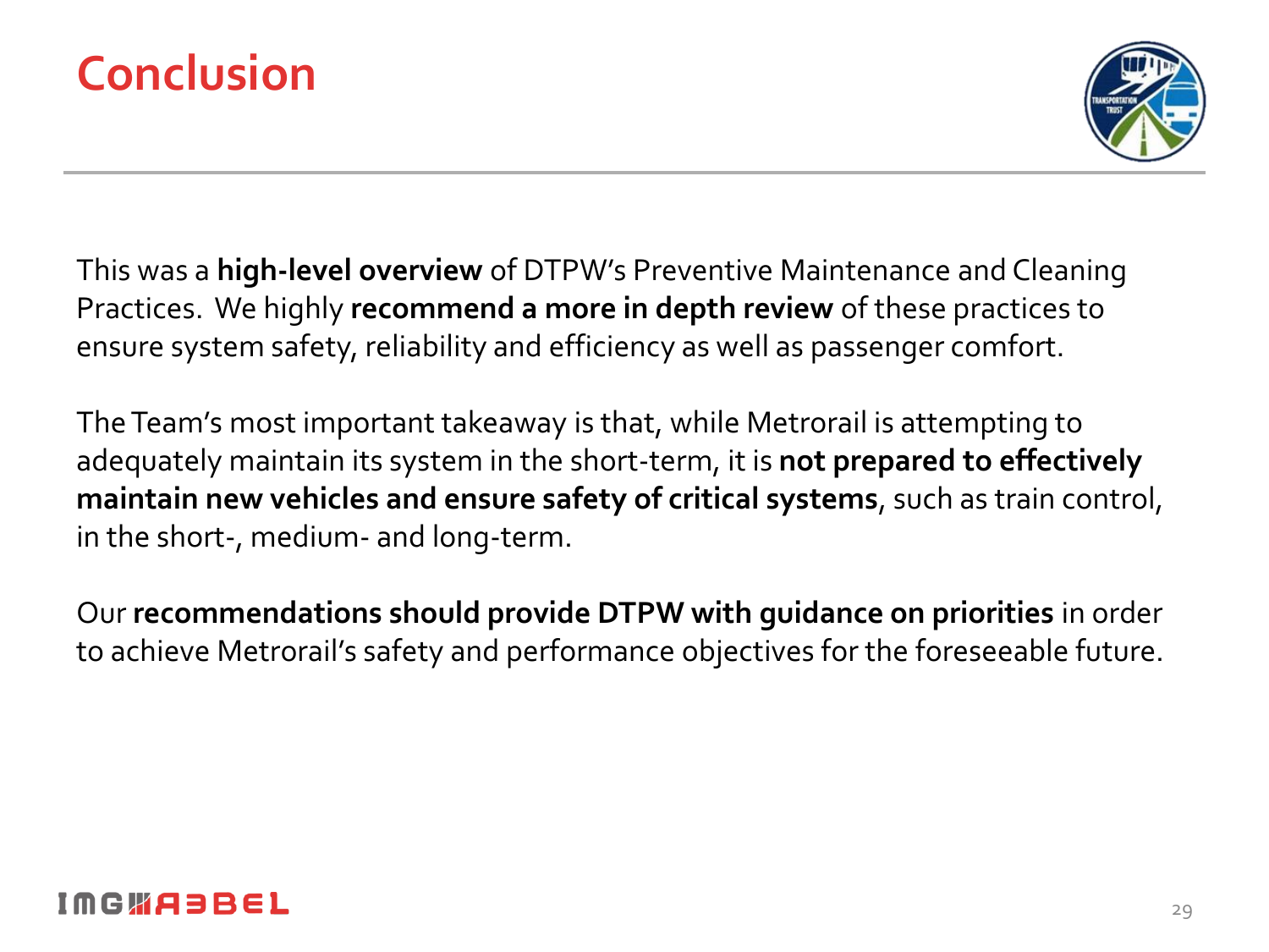# Conclusion

This was a **high-level overview** of DTPW's Preventive Maintenance and Cleaning Practices. We highly **recommend a more in depth review** of these practices to ensure system safety, reliability and efficiency as well as passenger comfort.

The Team's most important takeaway is that, while Metrorail is attempting to adequately maintain its system in the short-term, it is **not prepared to effectively maintain new vehicles and ensure safety of critical systems**, such as train control, in the short-, medium- and long-term.

Our **recommendations should provide DTPW with guidance on priorities** in order to achieve Metrorail's safety and performance objectives for the foreseeable future.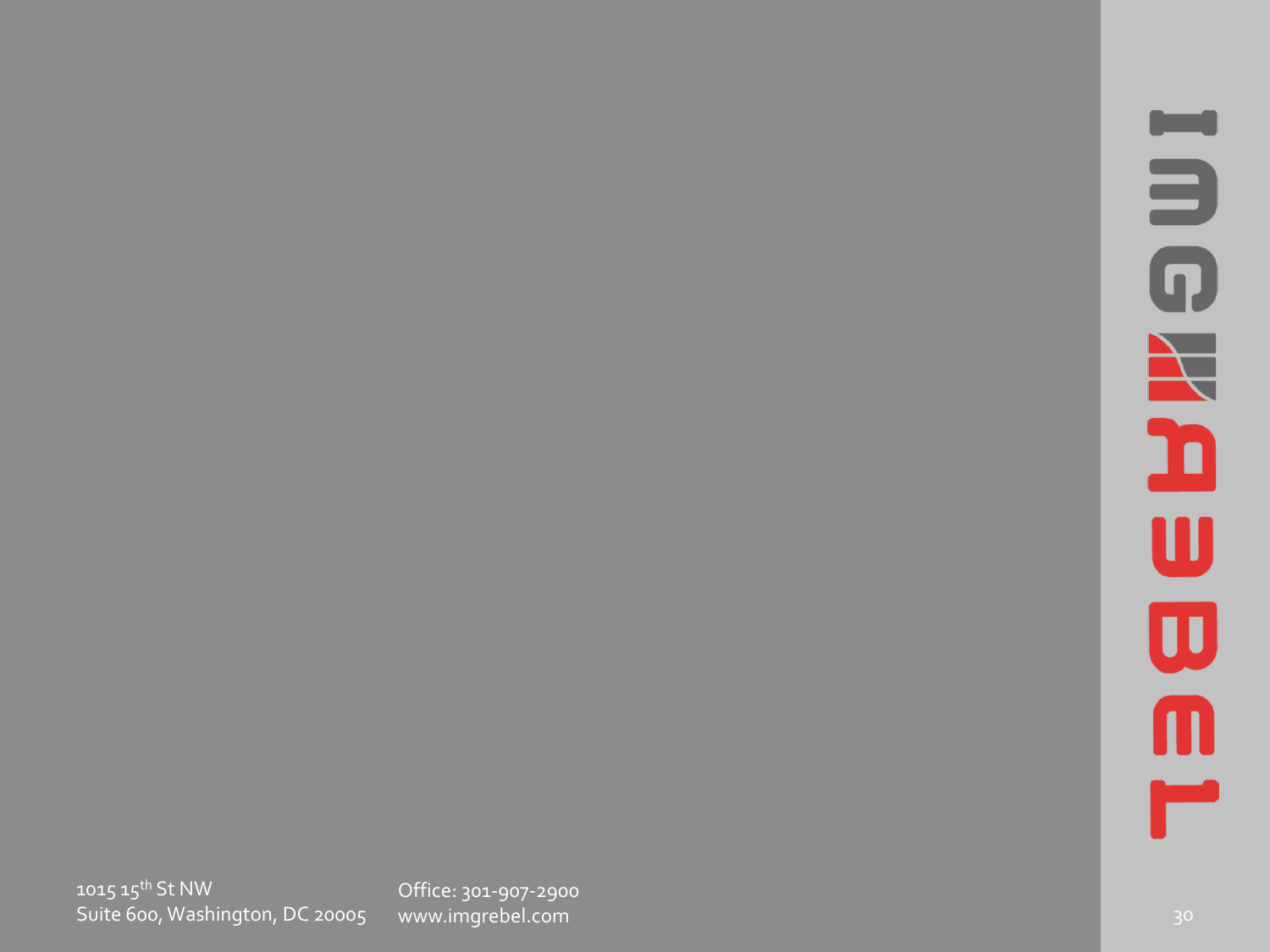1015 15th St NW
Suite 600, Washington, DC 20005

Office: 301-907-2900
www.imgrebel.com